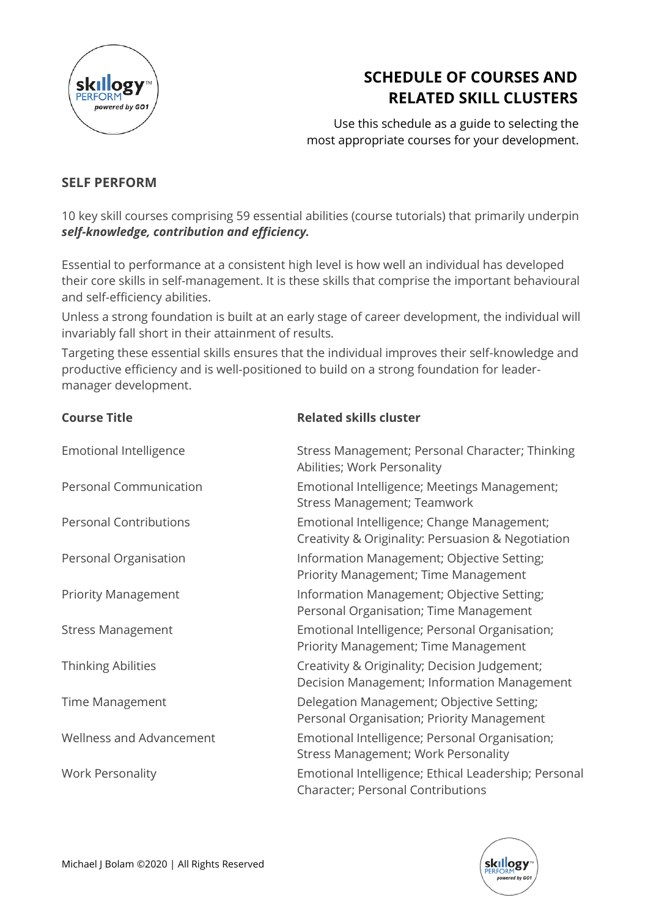# SCHEDULE OF COURSES AND RELATED SKILL CLUSTERS

Use this schedule as a guide to selecting the most appropriate courses for your development.

## SELF PERFORM

10 key skill courses comprising 59 essential abilities (course tutorials) that primarily underpin ***self-knowledge, contribution and efficiency.***

Essential to performance at a consistent high level is how well an individual has developed their core skills in self-management. It is these skills that comprise the important behavioural and self-efficiency abilities.

Unless a strong foundation is built at an early stage of career development, the individual will invariably fall short in their attainment of results.

Targeting these essential skills ensures that the individual improves their self-knowledge and productive efficiency and is well-positioned to build on a strong foundation for leader-manager development.

| Course Title | Related skills cluster |
|---|---|
| Emotional Intelligence | Stress Management; Personal Character; Thinking Abilities; Work Personality |
| Personal Communication | Emotional Intelligence; Meetings Management; Stress Management; Teamwork |
| Personal Contributions | Emotional Intelligence; Change Management; Creativity & Originality: Persuasion & Negotiation |
| Personal Organisation | Information Management; Objective Setting; Priority Management; Time Management |
| Priority Management | Information Management; Objective Setting; Personal Organisation; Time Management |
| Stress Management | Emotional Intelligence; Personal Organisation; Priority Management; Time Management |
| Thinking Abilities | Creativity & Originality; Decision Judgement; Decision Management; Information Management |
| Time Management | Delegation Management; Objective Setting; Personal Organisation; Priority Management |
| Wellness and Advancement | Emotional Intelligence; Personal Organisation; Stress Management; Work Personality |
| Work Personality | Emotional Intelligence; Ethical Leadership; Personal Character; Personal Contributions |

Michael J Bolam ©2020 | All Rights Reserved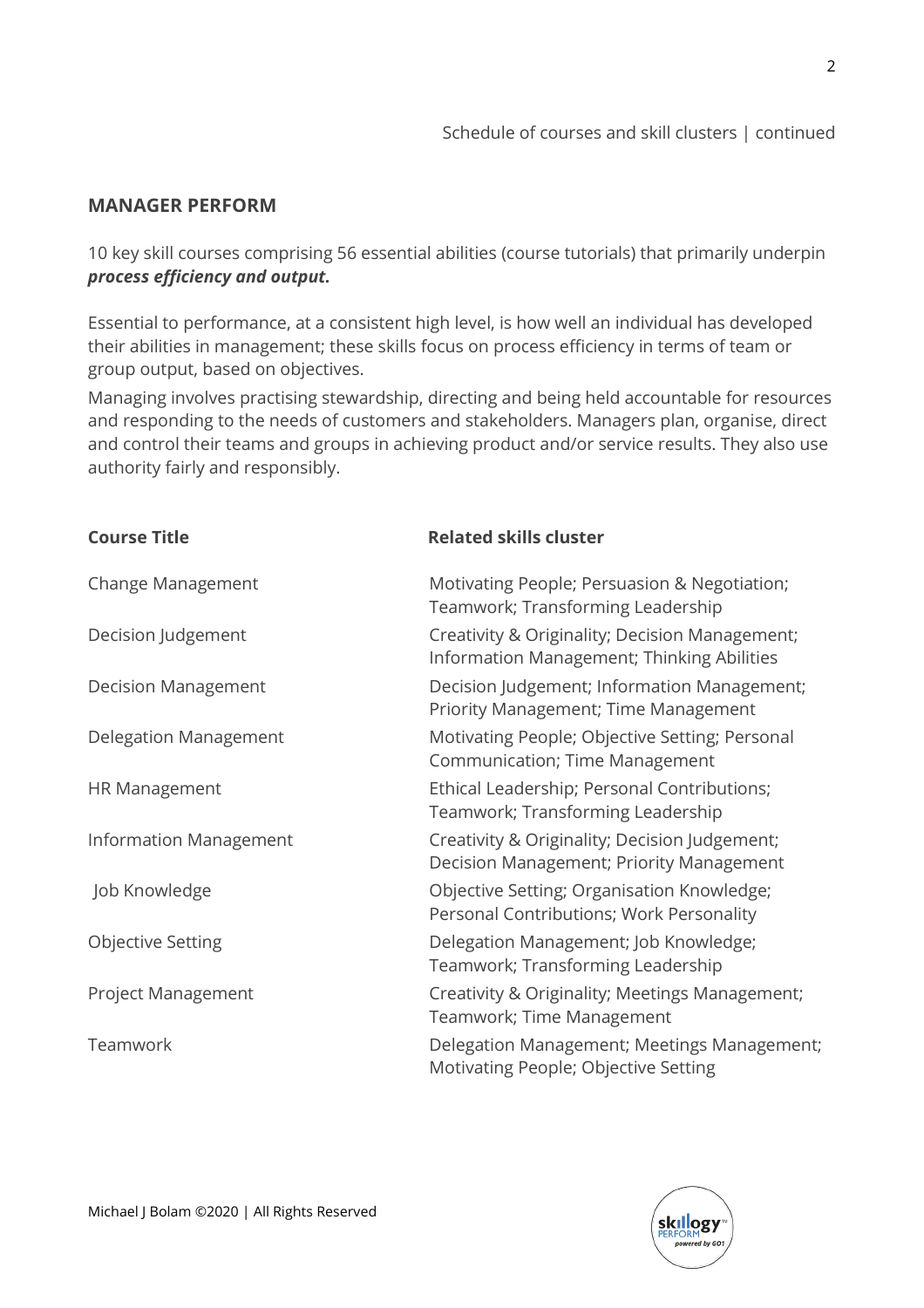Schedule of courses and skill clusters | continued

## MANAGER PERFORM

10 key skill courses comprising 56 essential abilities (course tutorials) that primarily underpin ***process efficiency and output.***

Essential to performance, at a consistent high level, is how well an individual has developed their abilities in management; these skills focus on process efficiency in terms of team or group output, based on objectives.

Managing involves practising stewardship, directing and being held accountable for resources and responding to the needs of customers and stakeholders. Managers plan, organise, direct and control their teams and groups in achieving product and/or service results. They also use authority fairly and responsibly.

| Course Title | Related skills cluster |
| --- | --- |
| Change Management | Motivating People; Persuasion & Negotiation; Teamwork; Transforming Leadership |
| Decision Judgement | Creativity & Originality; Decision Management; Information Management; Thinking Abilities |
| Decision Management | Decision Judgement; Information Management; Priority Management; Time Management |
| Delegation Management | Motivating People; Objective Setting; Personal Communication; Time Management |
| HR Management | Ethical Leadership; Personal Contributions; Teamwork; Transforming Leadership |
| Information Management | Creativity & Originality; Decision Judgement; Decision Management; Priority Management |
| Job Knowledge | Objective Setting; Organisation Knowledge; Personal Contributions; Work Personality |
| Objective Setting | Delegation Management; Job Knowledge; Teamwork; Transforming Leadership |
| Project Management | Creativity & Originality; Meetings Management; Teamwork; Time Management |
| Teamwork | Delegation Management; Meetings Management; Motivating People; Objective Setting |

Michael J Bolam ©2020 | All Rights Reserved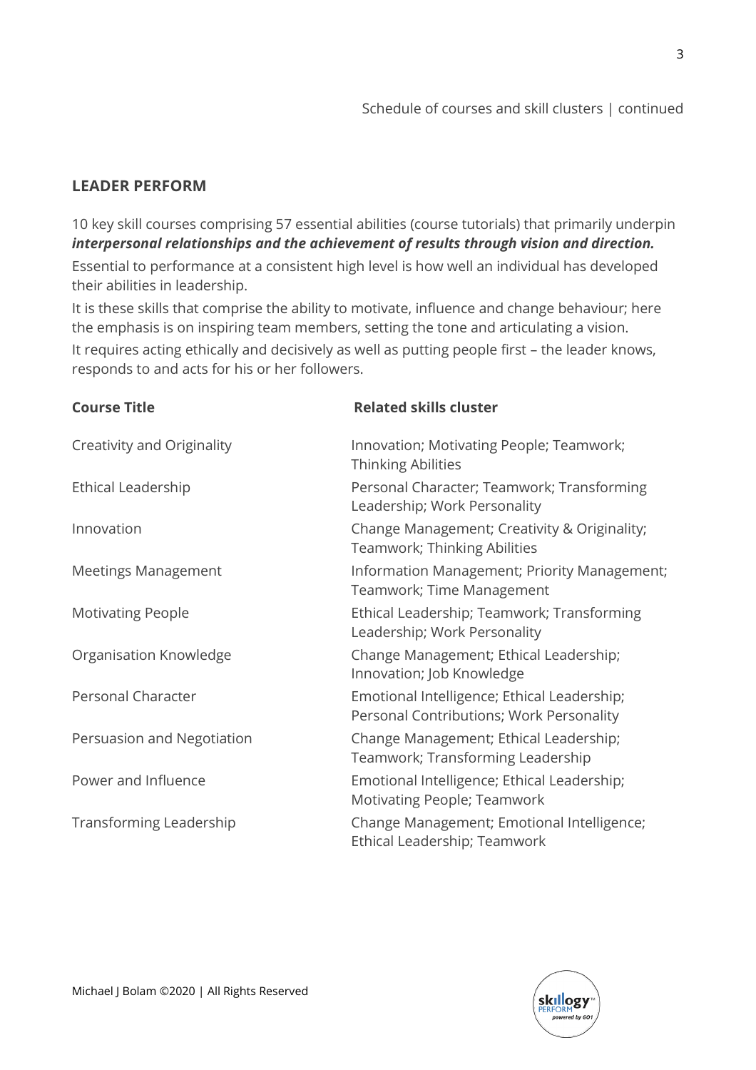Schedule of courses and skill clusters | continued

## LEADER PERFORM

10 key skill courses comprising 57 essential abilities (course tutorials) that primarily underpin ***interpersonal relationships and the achievement of results through vision and direction.***

Essential to performance at a consistent high level is how well an individual has developed their abilities in leadership.

It is these skills that comprise the ability to motivate, influence and change behaviour; here the emphasis is on inspiring team members, setting the tone and articulating a vision.

It requires acting ethically and decisively as well as putting people first – the leader knows, responds to and acts for his or her followers.

| Course Title | Related skills cluster |
|---|---|
| Creativity and Originality | Innovation; Motivating People; Teamwork; Thinking Abilities |
| Ethical Leadership | Personal Character; Teamwork; Transforming Leadership; Work Personality |
| Innovation | Change Management; Creativity & Originality; Teamwork; Thinking Abilities |
| Meetings Management | Information Management; Priority Management; Teamwork; Time Management |
| Motivating People | Ethical Leadership; Teamwork; Transforming Leadership; Work Personality |
| Organisation Knowledge | Change Management; Ethical Leadership; Innovation; Job Knowledge |
| Personal Character | Emotional Intelligence; Ethical Leadership; Personal Contributions; Work Personality |
| Persuasion and Negotiation | Change Management; Ethical Leadership; Teamwork; Transforming Leadership |
| Power and Influence | Emotional Intelligence; Ethical Leadership; Motivating People; Teamwork |
| Transforming Leadership | Change Management; Emotional Intelligence; Ethical Leadership; Teamwork |

Michael J Bolam ©2020 | All Rights Reserved